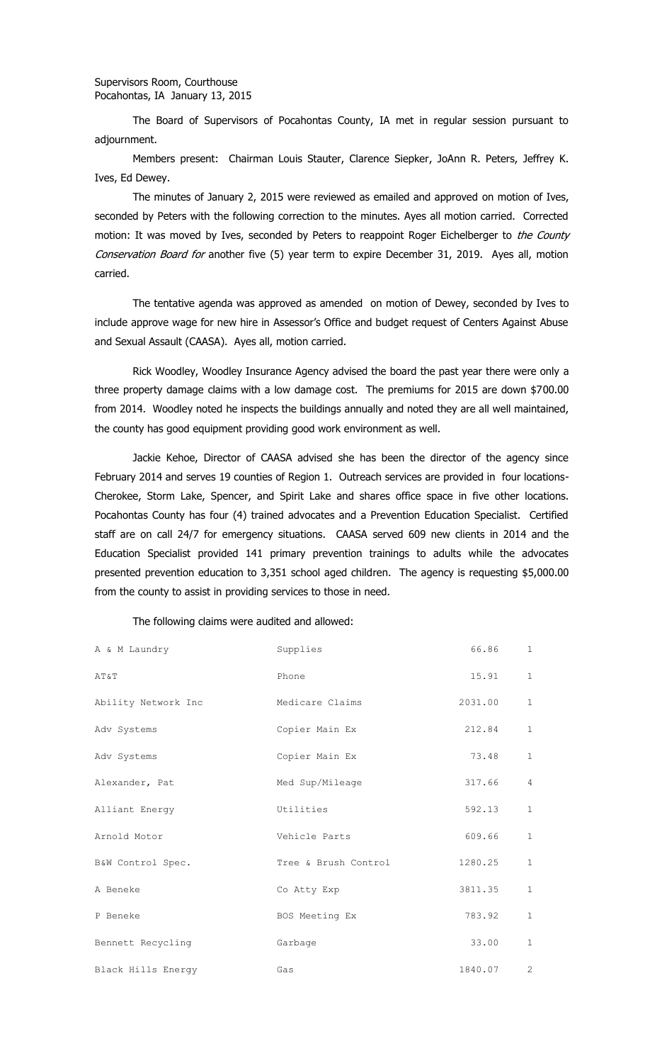Supervisors Room, Courthouse
Pocahontas, IA January 13, 2015

The Board of Supervisors of Pocahontas County, IA met in regular session pursuant to adjournment.

Members present: Chairman Louis Stauter, Clarence Siepker, JoAnn R. Peters, Jeffrey K. Ives, Ed Dewey.

The minutes of January 2, 2015 were reviewed as emailed and approved on motion of Ives, seconded by Peters with the following correction to the minutes. Ayes all motion carried. Corrected motion: It was moved by Ives, seconded by Peters to reappoint Roger Eichelberger to *the County Conservation Board for* another five (5) year term to expire December 31, 2019. Ayes all, motion carried.

The tentative agenda was approved as amended on motion of Dewey, seconded by Ives to include approve wage for new hire in Assessor's Office and budget request of Centers Against Abuse and Sexual Assault (CAASA). Ayes all, motion carried.

Rick Woodley, Woodley Insurance Agency advised the board the past year there were only a three property damage claims with a low damage cost. The premiums for 2015 are down $700.00 from 2014. Woodley noted he inspects the buildings annually and noted they are all well maintained, the county has good equipment providing good work environment as well.

Jackie Kehoe, Director of CAASA advised she has been the director of the agency since February 2014 and serves 19 counties of Region 1. Outreach services are provided in four locations-Cherokee, Storm Lake, Spencer, and Spirit Lake and shares office space in five other locations. Pocahontas County has four (4) trained advocates and a Prevention Education Specialist. Certified staff are on call 24/7 for emergency situations. CAASA served 609 new clients in 2014 and the Education Specialist provided 141 primary prevention trainings to adults while the advocates presented prevention education to 3,351 school aged children. The agency is requesting $5,000.00 from the county to assist in providing services to those in need.

The following claims were audited and allowed:

| | | | |
|---|---|---|---|
| A & M Laundry | Supplies | 66.86 | 1 |
| AT&T | Phone | 15.91 | 1 |
| Ability Network Inc | Medicare Claims | 2031.00 | 1 |
| Adv Systems | Copier Main Ex | 212.84 | 1 |
| Adv Systems | Copier Main Ex | 73.48 | 1 |
| Alexander, Pat | Med Sup/Mileage | 317.66 | 4 |
| Alliant Energy | Utilities | 592.13 | 1 |
| Arnold Motor | Vehicle Parts | 609.66 | 1 |
| B&W Control Spec. | Tree & Brush Control | 1280.25 | 1 |
| A Beneke | Co Atty Exp | 3811.35 | 1 |
| P Beneke | BOS Meeting Ex | 783.92 | 1 |
| Bennett Recycling | Garbage | 33.00 | 1 |
| Black Hills Energy | Gas | 1840.07 | 2 |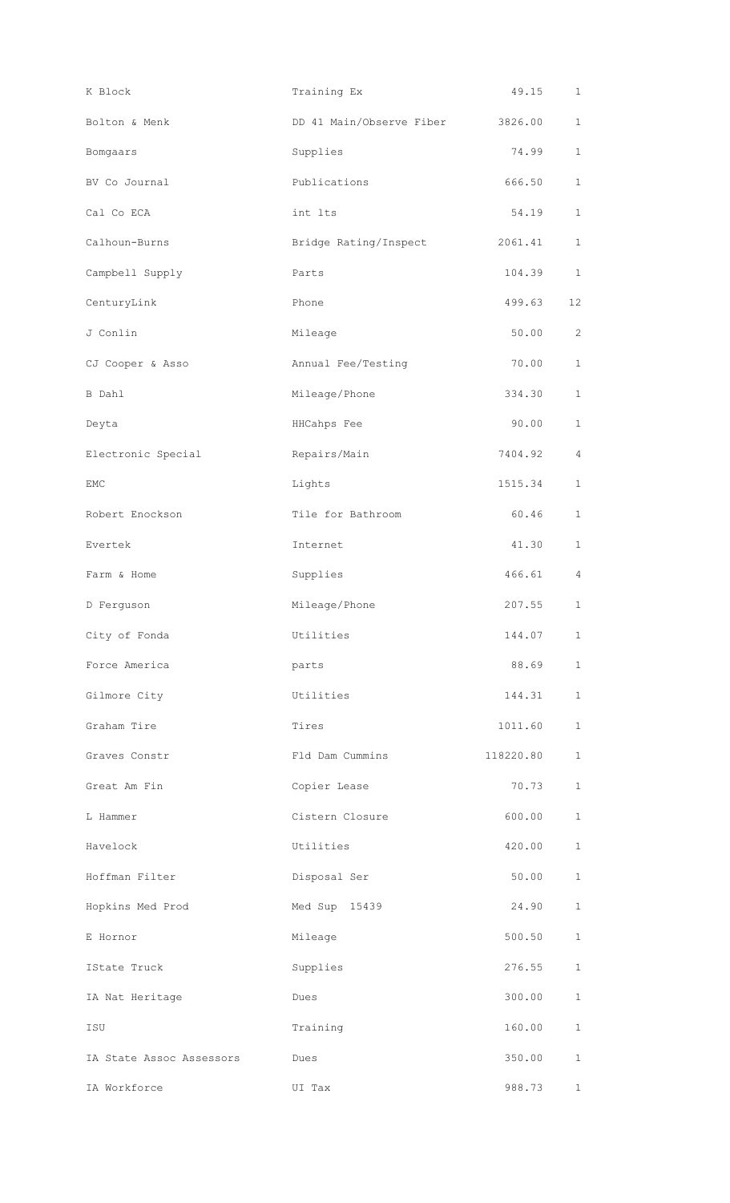| | | | |
|---|---|---|---|
| K Block | Training Ex | 49.15 | 1 |
| Bolton & Menk | DD 41 Main/Observe Fiber | 3826.00 | 1 |
| Bomgaars | Supplies | 74.99 | 1 |
| BV Co Journal | Publications | 666.50 | 1 |
| Cal Co ECA | int lts | 54.19 | 1 |
| Calhoun-Burns | Bridge Rating/Inspect | 2061.41 | 1 |
| Campbell Supply | Parts | 104.39 | 1 |
| CenturyLink | Phone | 499.63 | 12 |
| J Conlin | Mileage | 50.00 | 2 |
| CJ Cooper & Asso | Annual Fee/Testing | 70.00 | 1 |
| B Dahl | Mileage/Phone | 334.30 | 1 |
| Deyta | HHCahps Fee | 90.00 | 1 |
| Electronic Special | Repairs/Main | 7404.92 | 4 |
| EMC | Lights | 1515.34 | 1 |
| Robert Enockson | Tile for Bathroom | 60.46 | 1 |
| Evertek | Internet | 41.30 | 1 |
| Farm & Home | Supplies | 466.61 | 4 |
| D Ferguson | Mileage/Phone | 207.55 | 1 |
| City of Fonda | Utilities | 144.07 | 1 |
| Force America | parts | 88.69 | 1 |
| Gilmore City | Utilities | 144.31 | 1 |
| Graham Tire | Tires | 1011.60 | 1 |
| Graves Constr | Fld Dam Cummins | 118220.80 | 1 |
| Great Am Fin | Copier Lease | 70.73 | 1 |
| L Hammer | Cistern Closure | 600.00 | 1 |
| Havelock | Utilities | 420.00 | 1 |
| Hoffman Filter | Disposal Ser | 50.00 | 1 |
| Hopkins Med Prod | Med Sup 15439 | 24.90 | 1 |
| E Hornor | Mileage | 500.50 | 1 |
| IState Truck | Supplies | 276.55 | 1 |
| IA Nat Heritage | Dues | 300.00 | 1 |
| ISU | Training | 160.00 | 1 |
| IA State Assoc Assessors | Dues | 350.00 | 1 |
| IA Workforce | UI Tax | 988.73 | 1 |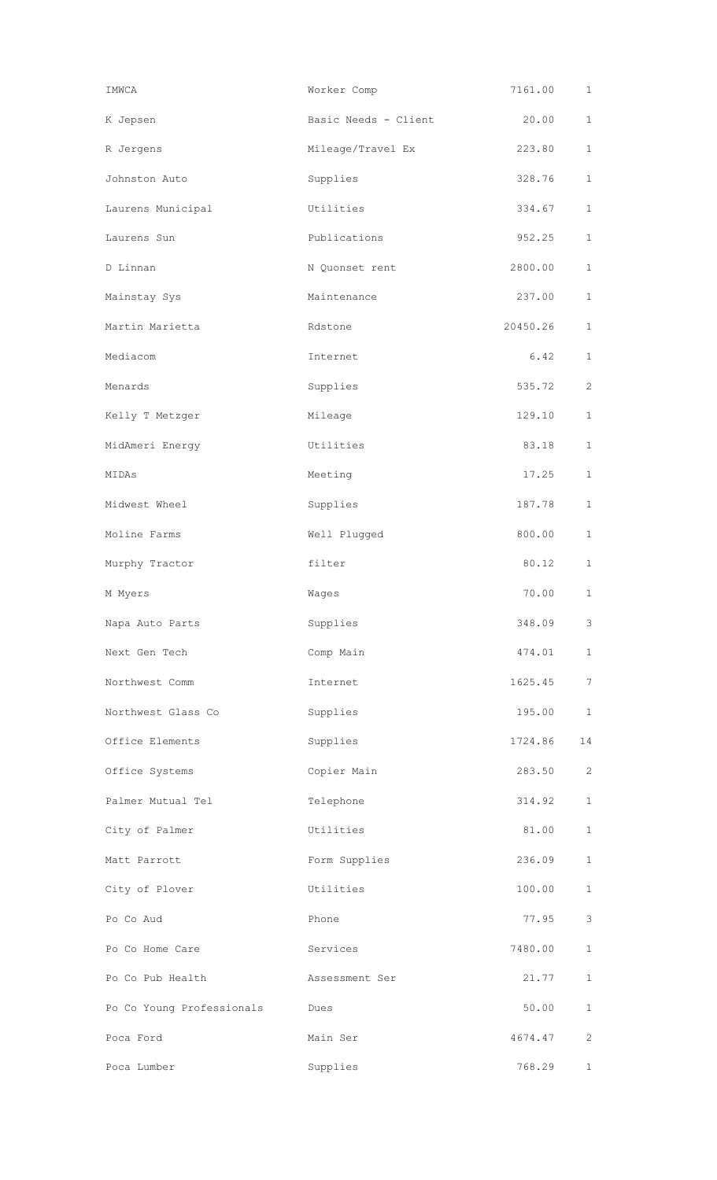| | | | |
|---|---|---|---|
| IMWCA | Worker Comp | 7161.00 | 1 |
| K Jepsen | Basic Needs - Client | 20.00 | 1 |
| R Jergens | Mileage/Travel Ex | 223.80 | 1 |
| Johnston Auto | Supplies | 328.76 | 1 |
| Laurens Municipal | Utilities | 334.67 | 1 |
| Laurens Sun | Publications | 952.25 | 1 |
| D Linnan | N Quonset rent | 2800.00 | 1 |
| Mainstay Sys | Maintenance | 237.00 | 1 |
| Martin Marietta | Rdstone | 20450.26 | 1 |
| Mediacom | Internet | 6.42 | 1 |
| Menards | Supplies | 535.72 | 2 |
| Kelly T Metzger | Mileage | 129.10 | 1 |
| MidAmeri Energy | Utilities | 83.18 | 1 |
| MIDAs | Meeting | 17.25 | 1 |
| Midwest Wheel | Supplies | 187.78 | 1 |
| Moline Farms | Well Plugged | 800.00 | 1 |
| Murphy Tractor | filter | 80.12 | 1 |
| M Myers | Wages | 70.00 | 1 |
| Napa Auto Parts | Supplies | 348.09 | 3 |
| Next Gen Tech | Comp Main | 474.01 | 1 |
| Northwest Comm | Internet | 1625.45 | 7 |
| Northwest Glass Co | Supplies | 195.00 | 1 |
| Office Elements | Supplies | 1724.86 | 14 |
| Office Systems | Copier Main | 283.50 | 2 |
| Palmer Mutual Tel | Telephone | 314.92 | 1 |
| City of Palmer | Utilities | 81.00 | 1 |
| Matt Parrott | Form Supplies | 236.09 | 1 |
| City of Plover | Utilities | 100.00 | 1 |
| Po Co Aud | Phone | 77.95 | 3 |
| Po Co Home Care | Services | 7480.00 | 1 |
| Po Co Pub Health | Assessment Ser | 21.77 | 1 |
| Po Co Young Professionals | Dues | 50.00 | 1 |
| Poca Ford | Main Ser | 4674.47 | 2 |
| Poca Lumber | Supplies | 768.29 | 1 |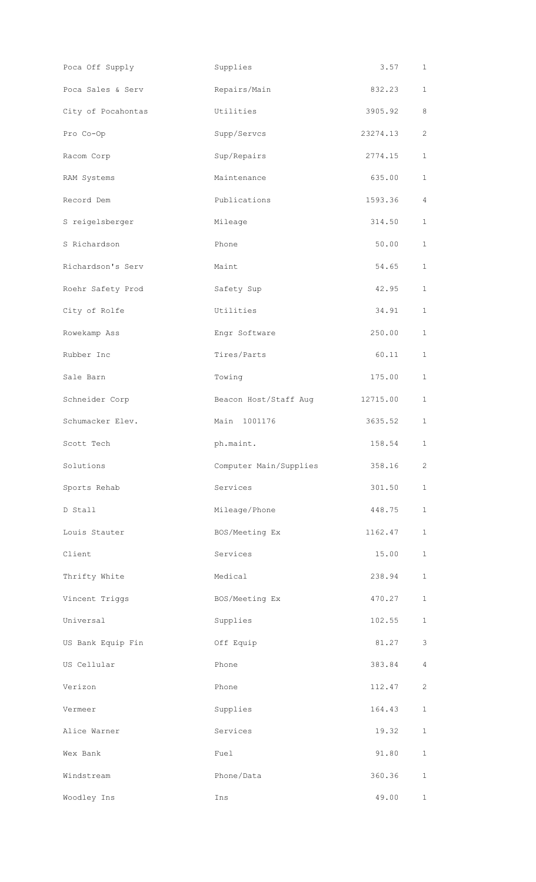| | | | |
|---|---|---|---|
| Poca Off Supply | Supplies | 3.57 | 1 |
| Poca Sales & Serv | Repairs/Main | 832.23 | 1 |
| City of Pocahontas | Utilities | 3905.92 | 8 |
| Pro Co-Op | Supp/Servcs | 23274.13 | 2 |
| Racom Corp | Sup/Repairs | 2774.15 | 1 |
| RAM Systems | Maintenance | 635.00 | 1 |
| Record Dem | Publications | 1593.36 | 4 |
| S reigelsberger | Mileage | 314.50 | 1 |
| S Richardson | Phone | 50.00 | 1 |
| Richardson's Serv | Maint | 54.65 | 1 |
| Roehr Safety Prod | Safety Sup | 42.95 | 1 |
| City of Rolfe | Utilities | 34.91 | 1 |
| Rowekamp Ass | Engr Software | 250.00 | 1 |
| Rubber Inc | Tires/Parts | 60.11 | 1 |
| Sale Barn | Towing | 175.00 | 1 |
| Schneider Corp | Beacon Host/Staff Aug | 12715.00 | 1 |
| Schumacker Elev. | Main 1001176 | 3635.52 | 1 |
| Scott Tech | ph.maint. | 158.54 | 1 |
| Solutions | Computer Main/Supplies | 358.16 | 2 |
| Sports Rehab | Services | 301.50 | 1 |
| D Stall | Mileage/Phone | 448.75 | 1 |
| Louis Stauter | BOS/Meeting Ex | 1162.47 | 1 |
| Client | Services | 15.00 | 1 |
| Thrifty White | Medical | 238.94 | 1 |
| Vincent Triggs | BOS/Meeting Ex | 470.27 | 1 |
| Universal | Supplies | 102.55 | 1 |
| US Bank Equip Fin | Off Equip | 81.27 | 3 |
| US Cellular | Phone | 383.84 | 4 |
| Verizon | Phone | 112.47 | 2 |
| Vermeer | Supplies | 164.43 | 1 |
| Alice Warner | Services | 19.32 | 1 |
| Wex Bank | Fuel | 91.80 | 1 |
| Windstream | Phone/Data | 360.36 | 1 |
| Woodley Ins | Ins | 49.00 | 1 |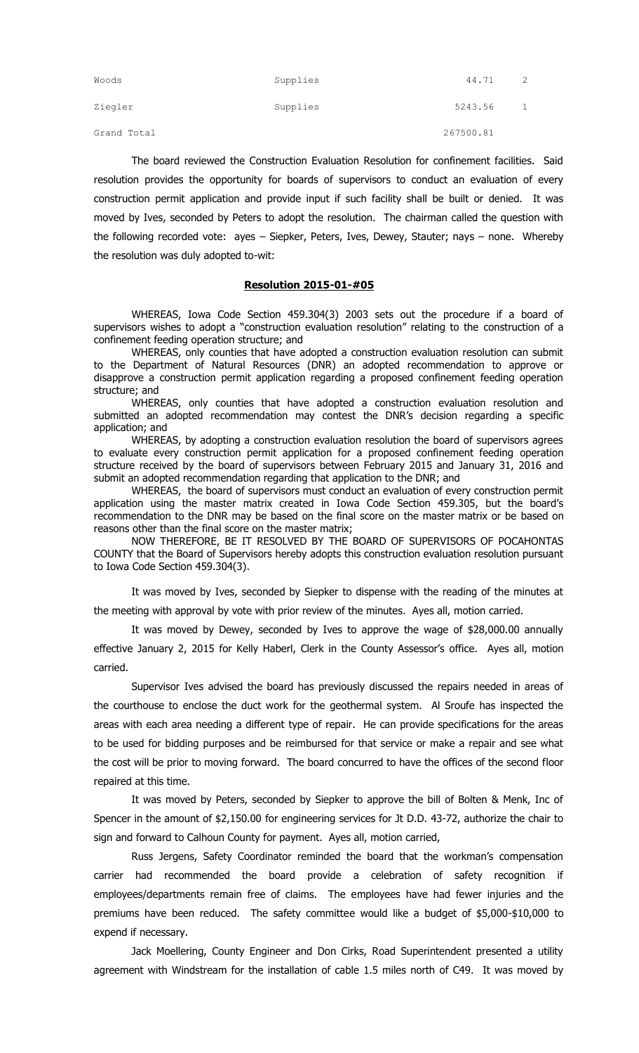| | | | |
|---|---|---|---|
| Woods | Supplies | 44.71 | 2 |
| Ziegler | Supplies | 5243.56 | 1 |
| Grand Total | | 267500.81 | |

The board reviewed the Construction Evaluation Resolution for confinement facilities. Said resolution provides the opportunity for boards of supervisors to conduct an evaluation of every construction permit application and provide input if such facility shall be built or denied. It was moved by Ives, seconded by Peters to adopt the resolution. The chairman called the question with the following recorded vote: ayes – Siepker, Peters, Ives, Dewey, Stauter; nays – none. Whereby the resolution was duly adopted to-wit:

**Resolution 2015-01-#05**

WHEREAS, Iowa Code Section 459.304(3) 2003 sets out the procedure if a board of supervisors wishes to adopt a "construction evaluation resolution" relating to the construction of a confinement feeding operation structure; and

WHEREAS, only counties that have adopted a construction evaluation resolution can submit to the Department of Natural Resources (DNR) an adopted recommendation to approve or disapprove a construction permit application regarding a proposed confinement feeding operation structure; and

WHEREAS, only counties that have adopted a construction evaluation resolution and submitted an adopted recommendation may contest the DNR's decision regarding a specific application; and

WHEREAS, by adopting a construction evaluation resolution the board of supervisors agrees to evaluate every construction permit application for a proposed confinement feeding operation structure received by the board of supervisors between February 2015 and January 31, 2016 and submit an adopted recommendation regarding that application to the DNR; and

WHEREAS, the board of supervisors must conduct an evaluation of every construction permit application using the master matrix created in Iowa Code Section 459.305, but the board's recommendation to the DNR may be based on the final score on the master matrix or be based on reasons other than the final score on the master matrix;

NOW THEREFORE, BE IT RESOLVED BY THE BOARD OF SUPERVISORS OF POCAHONTAS COUNTY that the Board of Supervisors hereby adopts this construction evaluation resolution pursuant to Iowa Code Section 459.304(3).

It was moved by Ives, seconded by Siepker to dispense with the reading of the minutes at the meeting with approval by vote with prior review of the minutes. Ayes all, motion carried.

It was moved by Dewey, seconded by Ives to approve the wage of $28,000.00 annually effective January 2, 2015 for Kelly Haberl, Clerk in the County Assessor's office. Ayes all, motion carried.

Supervisor Ives advised the board has previously discussed the repairs needed in areas of the courthouse to enclose the duct work for the geothermal system. Al Sroufe has inspected the areas with each area needing a different type of repair. He can provide specifications for the areas to be used for bidding purposes and be reimbursed for that service or make a repair and see what the cost will be prior to moving forward. The board concurred to have the offices of the second floor repaired at this time.

It was moved by Peters, seconded by Siepker to approve the bill of Bolten & Menk, Inc of Spencer in the amount of $2,150.00 for engineering services for Jt D.D. 43-72, authorize the chair to sign and forward to Calhoun County for payment. Ayes all, motion carried,

Russ Jergens, Safety Coordinator reminded the board that the workman's compensation carrier had recommended the board provide a celebration of safety recognition if employees/departments remain free of claims. The employees have had fewer injuries and the premiums have been reduced. The safety committee would like a budget of $5,000-$10,000 to expend if necessary.

Jack Moellering, County Engineer and Don Cirks, Road Superintendent presented a utility agreement with Windstream for the installation of cable 1.5 miles north of C49. It was moved by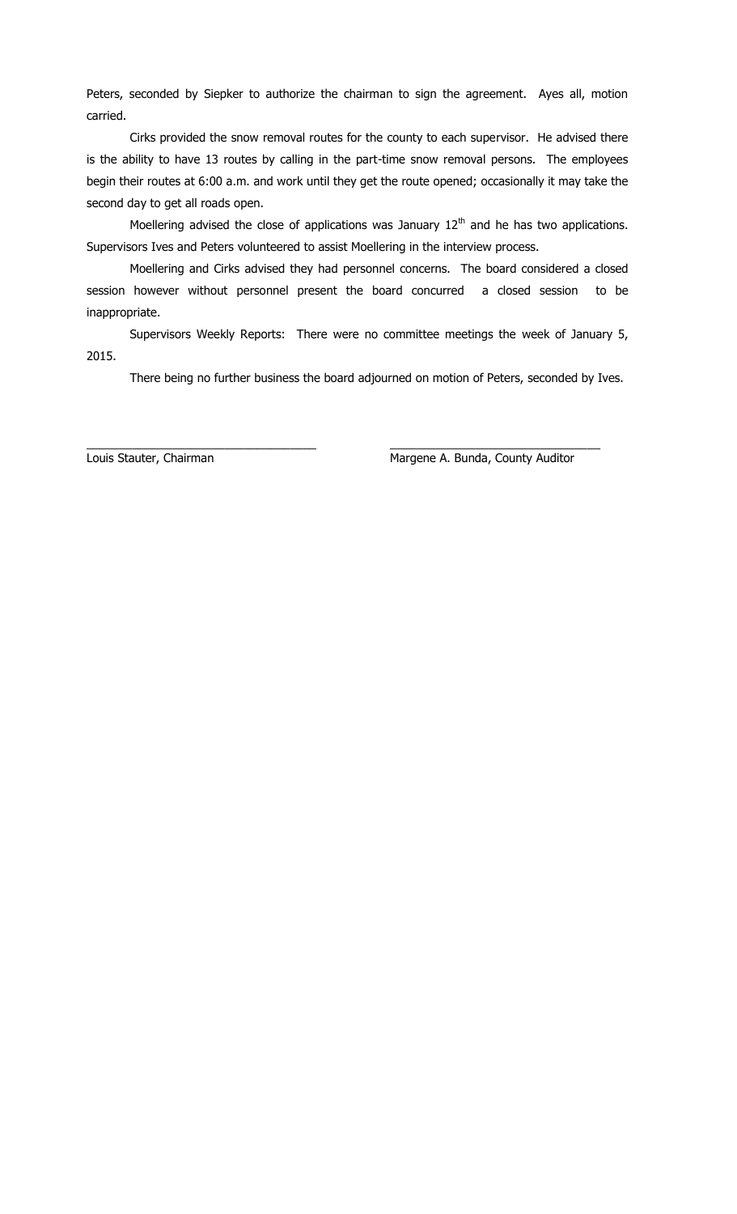Peters, seconded by Siepker to authorize the chairman to sign the agreement. Ayes all, motion carried.

Cirks provided the snow removal routes for the county to each supervisor. He advised there is the ability to have 13 routes by calling in the part-time snow removal persons. The employees begin their routes at 6:00 a.m. and work until they get the route opened; occasionally it may take the second day to get all roads open.

Moellering advised the close of applications was January 12th and he has two applications. Supervisors Ives and Peters volunteered to assist Moellering in the interview process.

Moellering and Cirks advised they had personnel concerns. The board considered a closed session however without personnel present the board concurred a closed session to be inappropriate.

Supervisors Weekly Reports: There were no committee meetings the week of January 5, 2015.

There being no further business the board adjourned on motion of Peters, seconded by Ives.

\_\_\_\_\_\_\_\_\_\_\_\_\_\_\_\_\_\_\_\_\_\_\_\_\_\_\_\_\_\_\_\_\_\_\_\_
Louis Stauter, Chairman

\_\_\_\_\_\_\_\_\_\_\_\_\_\_\_\_\_\_\_\_\_\_\_\_\_\_\_\_\_\_\_\_\_\_\_\_
Margene A. Bunda, County Auditor